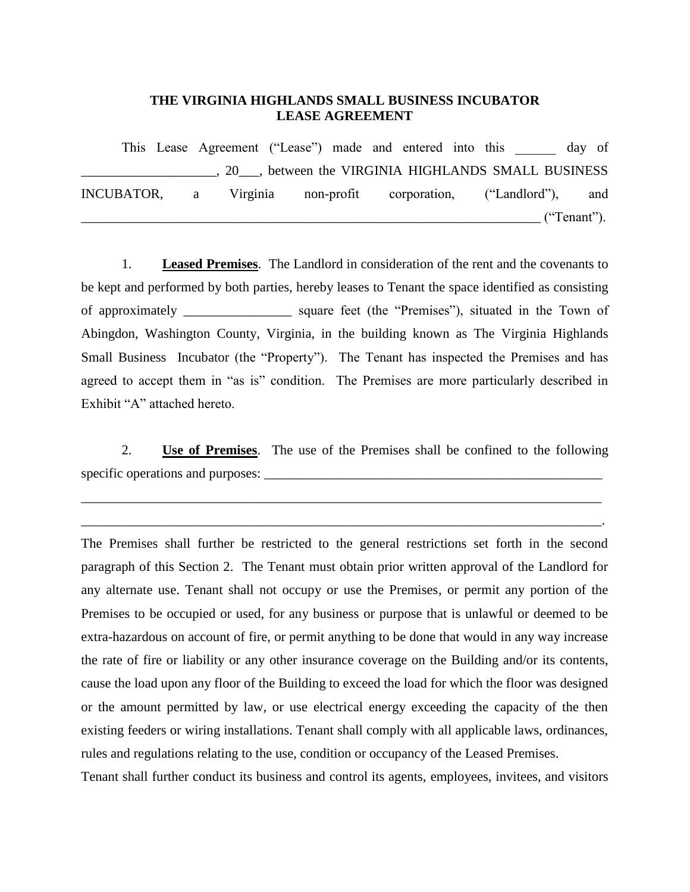# THE VIRGINIA HIGHLANDS SMALL BUSINESS INCUBATOR
# LEASE AGREEMENT

This Lease Agreement ("Lease") made and entered into this ______ day of ____________________, 20___, between the VIRGINIA HIGHLANDS SMALL BUSINESS INCUBATOR, a Virginia non-profit corporation, ("Landlord"), and ________________________________________________________________________ ("Tenant").

1. **Leased Premises**. The Landlord in consideration of the rent and the covenants to be kept and performed by both parties, hereby leases to Tenant the space identified as consisting of approximately ________________ square feet (the "Premises"), situated in the Town of Abingdon, Washington County, Virginia, in the building known as The Virginia Highlands Small Business Incubator (the "Property"). The Tenant has inspected the Premises and has agreed to accept them in "as is" condition. The Premises are more particularly described in Exhibit "A" attached hereto.

2. **Use of Premises**. The use of the Premises shall be confined to the following specific operations and purposes: _____________________________________________________

________________________________________________________________________________

________________________________________________________________________________.

The Premises shall further be restricted to the general restrictions set forth in the second paragraph of this Section 2. The Tenant must obtain prior written approval of the Landlord for any alternate use. Tenant shall not occupy or use the Premises, or permit any portion of the Premises to be occupied or used, for any business or purpose that is unlawful or deemed to be extra-hazardous on account of fire, or permit anything to be done that would in any way increase the rate of fire or liability or any other insurance coverage on the Building and/or its contents, cause the load upon any floor of the Building to exceed the load for which the floor was designed or the amount permitted by law, or use electrical energy exceeding the capacity of the then existing feeders or wiring installations. Tenant shall comply with all applicable laws, ordinances, rules and regulations relating to the use, condition or occupancy of the Leased Premises.

Tenant shall further conduct its business and control its agents, employees, invitees, and visitors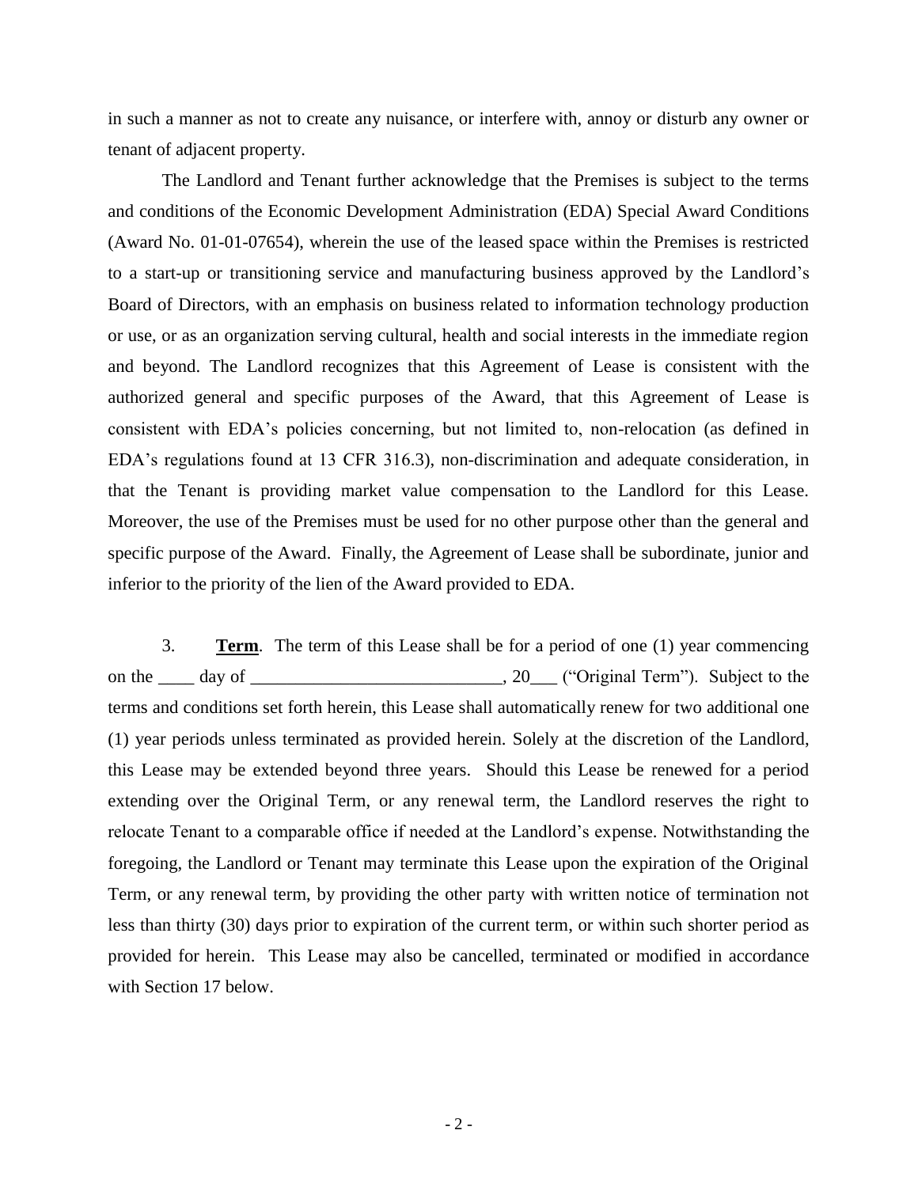in such a manner as not to create any nuisance, or interfere with, annoy or disturb any owner or tenant of adjacent property.

The Landlord and Tenant further acknowledge that the Premises is subject to the terms and conditions of the Economic Development Administration (EDA) Special Award Conditions (Award No. 01-01-07654), wherein the use of the leased space within the Premises is restricted to a start-up or transitioning service and manufacturing business approved by the Landlord's Board of Directors, with an emphasis on business related to information technology production or use, or as an organization serving cultural, health and social interests in the immediate region and beyond. The Landlord recognizes that this Agreement of Lease is consistent with the authorized general and specific purposes of the Award, that this Agreement of Lease is consistent with EDA's policies concerning, but not limited to, non-relocation (as defined in EDA's regulations found at 13 CFR 316.3), non-discrimination and adequate consideration, in that the Tenant is providing market value compensation to the Landlord for this Lease. Moreover, the use of the Premises must be used for no other purpose other than the general and specific purpose of the Award. Finally, the Agreement of Lease shall be subordinate, junior and inferior to the priority of the lien of the Award provided to EDA.

3. **Term**. The term of this Lease shall be for a period of one (1) year commencing on the ____ day of ____________________________, 20___ ("Original Term"). Subject to the terms and conditions set forth herein, this Lease shall automatically renew for two additional one (1) year periods unless terminated as provided herein. Solely at the discretion of the Landlord, this Lease may be extended beyond three years. Should this Lease be renewed for a period extending over the Original Term, or any renewal term, the Landlord reserves the right to relocate Tenant to a comparable office if needed at the Landlord's expense. Notwithstanding the foregoing, the Landlord or Tenant may terminate this Lease upon the expiration of the Original Term, or any renewal term, by providing the other party with written notice of termination not less than thirty (30) days prior to expiration of the current term, or within such shorter period as provided for herein. This Lease may also be cancelled, terminated or modified in accordance with Section 17 below.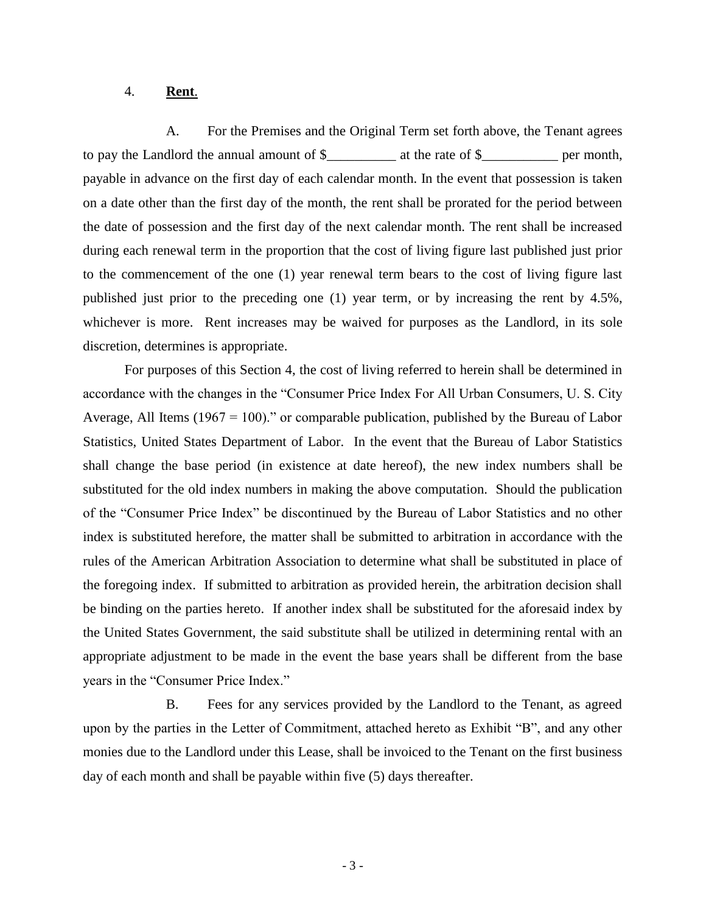4. **Rent**.

A. For the Premises and the Original Term set forth above, the Tenant agrees to pay the Landlord the annual amount of $__________ at the rate of $___________ per month, payable in advance on the first day of each calendar month. In the event that possession is taken on a date other than the first day of the month, the rent shall be prorated for the period between the date of possession and the first day of the next calendar month. The rent shall be increased during each renewal term in the proportion that the cost of living figure last published just prior to the commencement of the one (1) year renewal term bears to the cost of living figure last published just prior to the preceding one (1) year term, or by increasing the rent by 4.5%, whichever is more. Rent increases may be waived for purposes as the Landlord, in its sole discretion, determines is appropriate.

For purposes of this Section 4, the cost of living referred to herein shall be determined in accordance with the changes in the "Consumer Price Index For All Urban Consumers, U. S. City Average, All Items (1967 = 100)." or comparable publication, published by the Bureau of Labor Statistics, United States Department of Labor. In the event that the Bureau of Labor Statistics shall change the base period (in existence at date hereof), the new index numbers shall be substituted for the old index numbers in making the above computation. Should the publication of the "Consumer Price Index" be discontinued by the Bureau of Labor Statistics and no other index is substituted herefore, the matter shall be submitted to arbitration in accordance with the rules of the American Arbitration Association to determine what shall be substituted in place of the foregoing index. If submitted to arbitration as provided herein, the arbitration decision shall be binding on the parties hereto. If another index shall be substituted for the aforesaid index by the United States Government, the said substitute shall be utilized in determining rental with an appropriate adjustment to be made in the event the base years shall be different from the base years in the "Consumer Price Index."

B. Fees for any services provided by the Landlord to the Tenant, as agreed upon by the parties in the Letter of Commitment, attached hereto as Exhibit "B", and any other monies due to the Landlord under this Lease, shall be invoiced to the Tenant on the first business day of each month and shall be payable within five (5) days thereafter.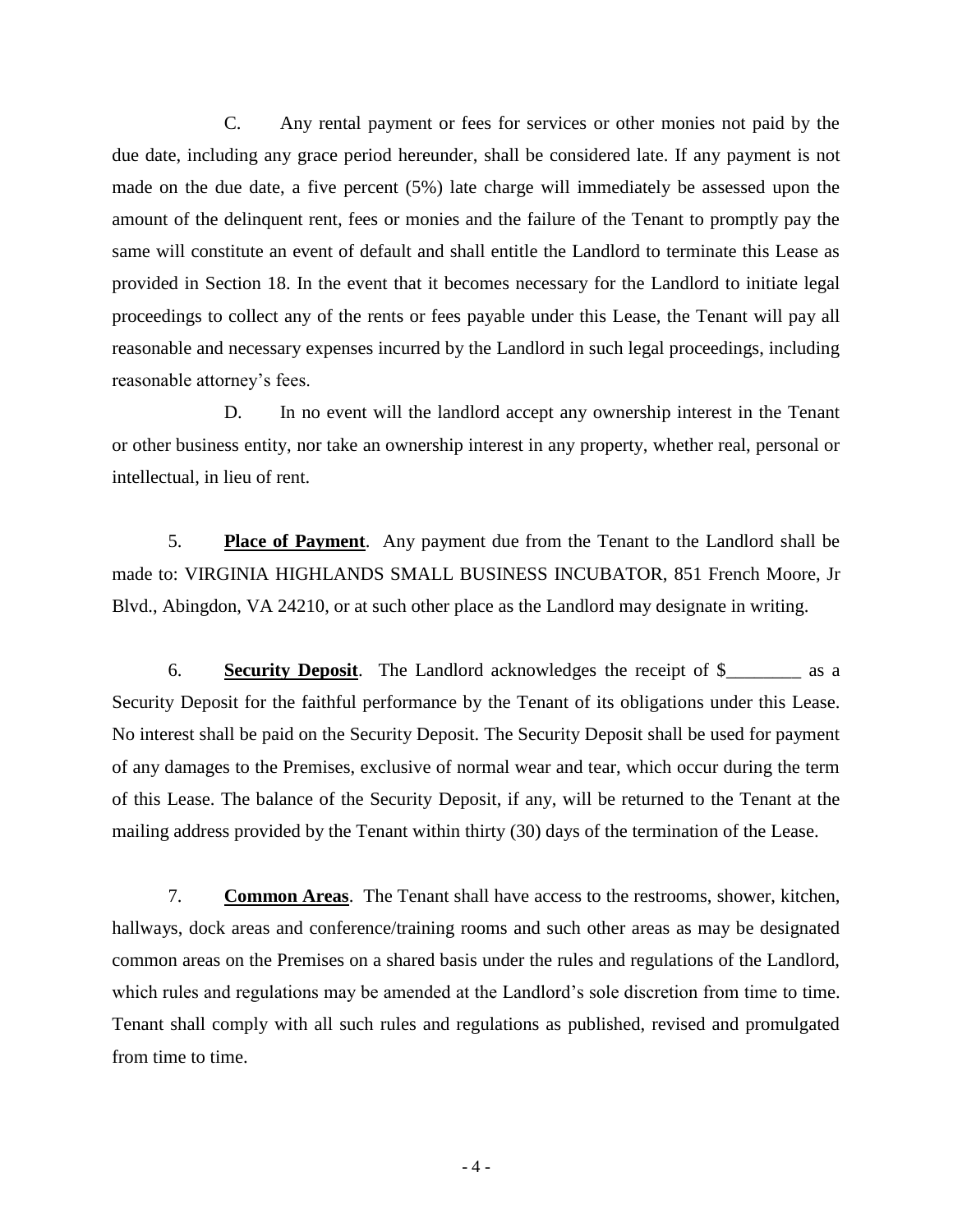C. Any rental payment or fees for services or other monies not paid by the due date, including any grace period hereunder, shall be considered late. If any payment is not made on the due date, a five percent (5%) late charge will immediately be assessed upon the amount of the delinquent rent, fees or monies and the failure of the Tenant to promptly pay the same will constitute an event of default and shall entitle the Landlord to terminate this Lease as provided in Section 18. In the event that it becomes necessary for the Landlord to initiate legal proceedings to collect any of the rents or fees payable under this Lease, the Tenant will pay all reasonable and necessary expenses incurred by the Landlord in such legal proceedings, including reasonable attorney's fees.

D. In no event will the landlord accept any ownership interest in the Tenant or other business entity, nor take an ownership interest in any property, whether real, personal or intellectual, in lieu of rent.

5. **Place of Payment**. Any payment due from the Tenant to the Landlord shall be made to: VIRGINIA HIGHLANDS SMALL BUSINESS INCUBATOR, 851 French Moore, Jr Blvd., Abingdon, VA 24210, or at such other place as the Landlord may designate in writing.

6. **Security Deposit**. The Landlord acknowledges the receipt of $________ as a Security Deposit for the faithful performance by the Tenant of its obligations under this Lease. No interest shall be paid on the Security Deposit. The Security Deposit shall be used for payment of any damages to the Premises, exclusive of normal wear and tear, which occur during the term of this Lease. The balance of the Security Deposit, if any, will be returned to the Tenant at the mailing address provided by the Tenant within thirty (30) days of the termination of the Lease.

7. **Common Areas**. The Tenant shall have access to the restrooms, shower, kitchen, hallways, dock areas and conference/training rooms and such other areas as may be designated common areas on the Premises on a shared basis under the rules and regulations of the Landlord, which rules and regulations may be amended at the Landlord's sole discretion from time to time. Tenant shall comply with all such rules and regulations as published, revised and promulgated from time to time.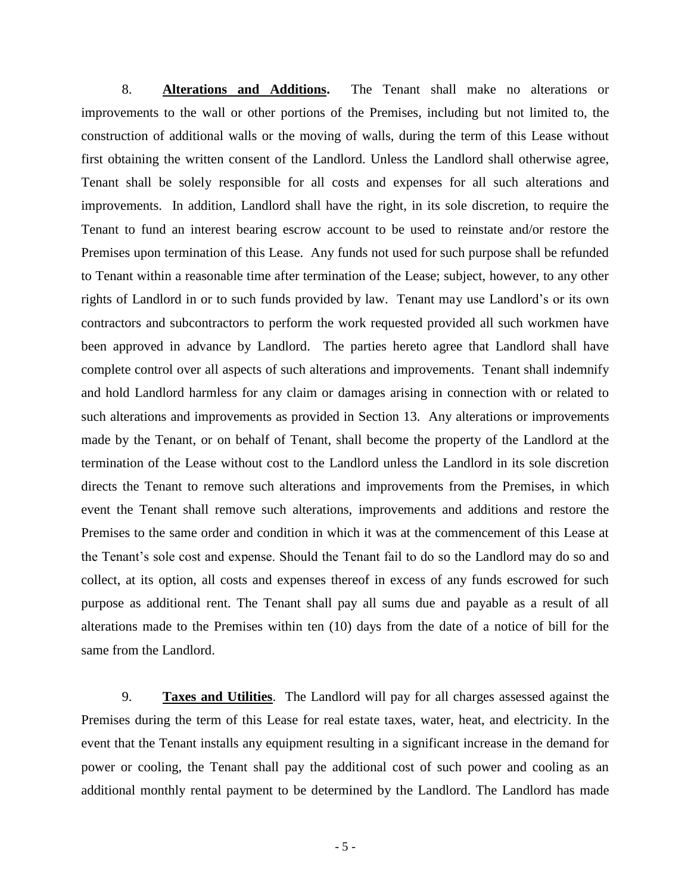8. **Alterations and Additions.** The Tenant shall make no alterations or improvements to the wall or other portions of the Premises, including but not limited to, the construction of additional walls or the moving of walls, during the term of this Lease without first obtaining the written consent of the Landlord. Unless the Landlord shall otherwise agree, Tenant shall be solely responsible for all costs and expenses for all such alterations and improvements. In addition, Landlord shall have the right, in its sole discretion, to require the Tenant to fund an interest bearing escrow account to be used to reinstate and/or restore the Premises upon termination of this Lease. Any funds not used for such purpose shall be refunded to Tenant within a reasonable time after termination of the Lease; subject, however, to any other rights of Landlord in or to such funds provided by law. Tenant may use Landlord's or its own contractors and subcontractors to perform the work requested provided all such workmen have been approved in advance by Landlord. The parties hereto agree that Landlord shall have complete control over all aspects of such alterations and improvements. Tenant shall indemnify and hold Landlord harmless for any claim or damages arising in connection with or related to such alterations and improvements as provided in Section 13. Any alterations or improvements made by the Tenant, or on behalf of Tenant, shall become the property of the Landlord at the termination of the Lease without cost to the Landlord unless the Landlord in its sole discretion directs the Tenant to remove such alterations and improvements from the Premises, in which event the Tenant shall remove such alterations, improvements and additions and restore the Premises to the same order and condition in which it was at the commencement of this Lease at the Tenant's sole cost and expense. Should the Tenant fail to do so the Landlord may do so and collect, at its option, all costs and expenses thereof in excess of any funds escrowed for such purpose as additional rent. The Tenant shall pay all sums due and payable as a result of all alterations made to the Premises within ten (10) days from the date of a notice of bill for the same from the Landlord.

9. **Taxes and Utilities**. The Landlord will pay for all charges assessed against the Premises during the term of this Lease for real estate taxes, water, heat, and electricity. In the event that the Tenant installs any equipment resulting in a significant increase in the demand for power or cooling, the Tenant shall pay the additional cost of such power and cooling as an additional monthly rental payment to be determined by the Landlord. The Landlord has made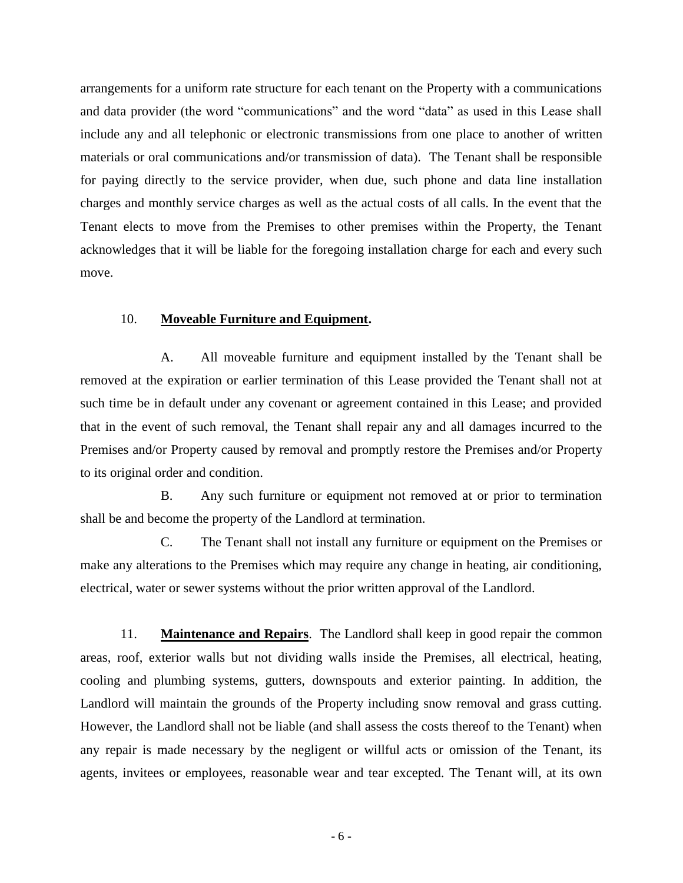arrangements for a uniform rate structure for each tenant on the Property with a communications and data provider (the word "communications" and the word "data" as used in this Lease shall include any and all telephonic or electronic transmissions from one place to another of written materials or oral communications and/or transmission of data). The Tenant shall be responsible for paying directly to the service provider, when due, such phone and data line installation charges and monthly service charges as well as the actual costs of all calls. In the event that the Tenant elects to move from the Premises to other premises within the Property, the Tenant acknowledges that it will be liable for the foregoing installation charge for each and every such move.

10. **Moveable Furniture and Equipment.**

A. All moveable furniture and equipment installed by the Tenant shall be removed at the expiration or earlier termination of this Lease provided the Tenant shall not at such time be in default under any covenant or agreement contained in this Lease; and provided that in the event of such removal, the Tenant shall repair any and all damages incurred to the Premises and/or Property caused by removal and promptly restore the Premises and/or Property to its original order and condition.

B. Any such furniture or equipment not removed at or prior to termination shall be and become the property of the Landlord at termination.

C. The Tenant shall not install any furniture or equipment on the Premises or make any alterations to the Premises which may require any change in heating, air conditioning, electrical, water or sewer systems without the prior written approval of the Landlord.

11. **Maintenance and Repairs**. The Landlord shall keep in good repair the common areas, roof, exterior walls but not dividing walls inside the Premises, all electrical, heating, cooling and plumbing systems, gutters, downspouts and exterior painting. In addition, the Landlord will maintain the grounds of the Property including snow removal and grass cutting. However, the Landlord shall not be liable (and shall assess the costs thereof to the Tenant) when any repair is made necessary by the negligent or willful acts or omission of the Tenant, its agents, invitees or employees, reasonable wear and tear excepted. The Tenant will, at its own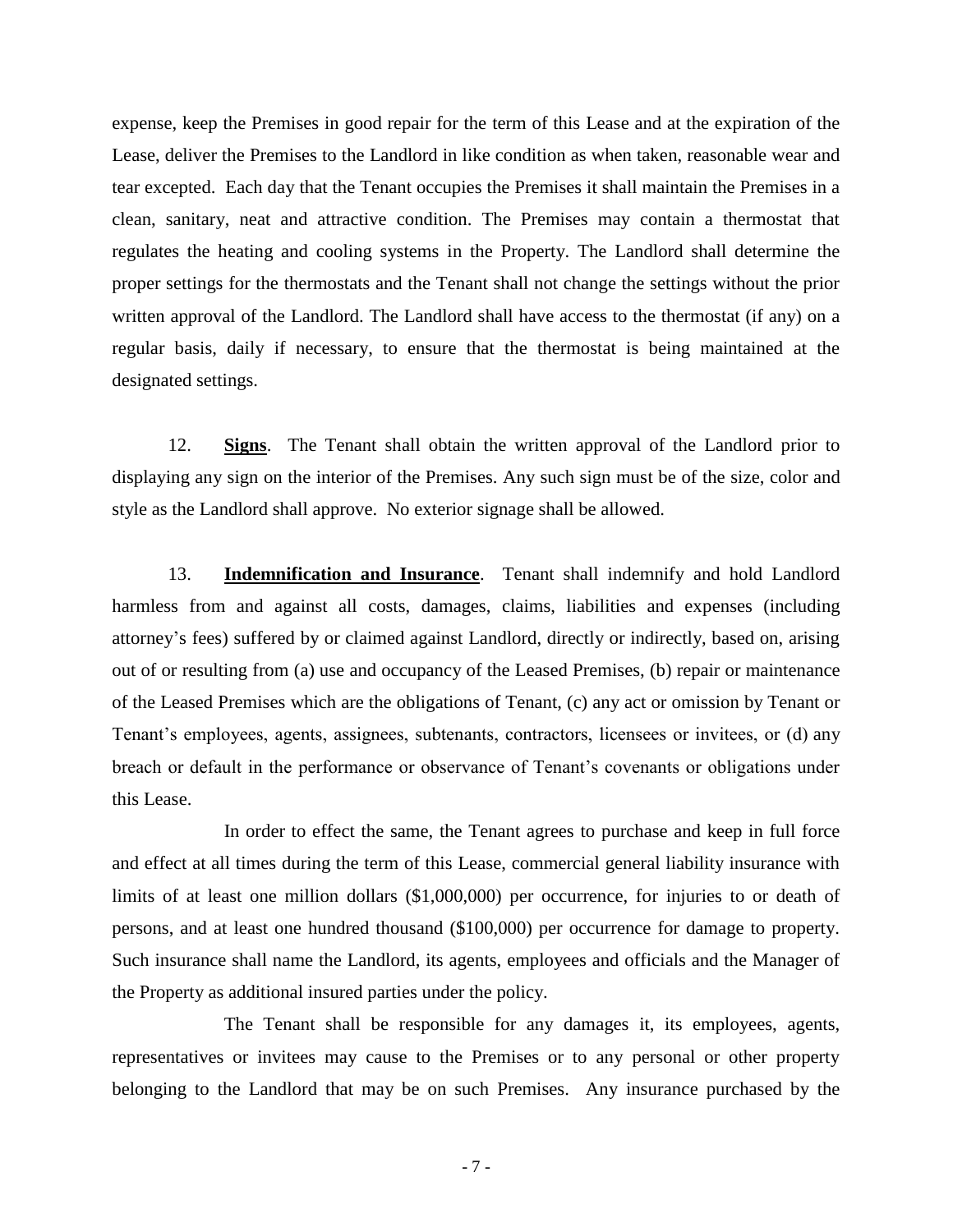expense, keep the Premises in good repair for the term of this Lease and at the expiration of the Lease, deliver the Premises to the Landlord in like condition as when taken, reasonable wear and tear excepted. Each day that the Tenant occupies the Premises it shall maintain the Premises in a clean, sanitary, neat and attractive condition. The Premises may contain a thermostat that regulates the heating and cooling systems in the Property. The Landlord shall determine the proper settings for the thermostats and the Tenant shall not change the settings without the prior written approval of the Landlord. The Landlord shall have access to the thermostat (if any) on a regular basis, daily if necessary, to ensure that the thermostat is being maintained at the designated settings.

12. **Signs**. The Tenant shall obtain the written approval of the Landlord prior to displaying any sign on the interior of the Premises. Any such sign must be of the size, color and style as the Landlord shall approve. No exterior signage shall be allowed.

13. **Indemnification and Insurance**. Tenant shall indemnify and hold Landlord harmless from and against all costs, damages, claims, liabilities and expenses (including attorney's fees) suffered by or claimed against Landlord, directly or indirectly, based on, arising out of or resulting from (a) use and occupancy of the Leased Premises, (b) repair or maintenance of the Leased Premises which are the obligations of Tenant, (c) any act or omission by Tenant or Tenant's employees, agents, assignees, subtenants, contractors, licensees or invitees, or (d) any breach or default in the performance or observance of Tenant's covenants or obligations under this Lease.

In order to effect the same, the Tenant agrees to purchase and keep in full force and effect at all times during the term of this Lease, commercial general liability insurance with limits of at least one million dollars ($1,000,000) per occurrence, for injuries to or death of persons, and at least one hundred thousand ($100,000) per occurrence for damage to property. Such insurance shall name the Landlord, its agents, employees and officials and the Manager of the Property as additional insured parties under the policy.

The Tenant shall be responsible for any damages it, its employees, agents, representatives or invitees may cause to the Premises or to any personal or other property belonging to the Landlord that may be on such Premises. Any insurance purchased by the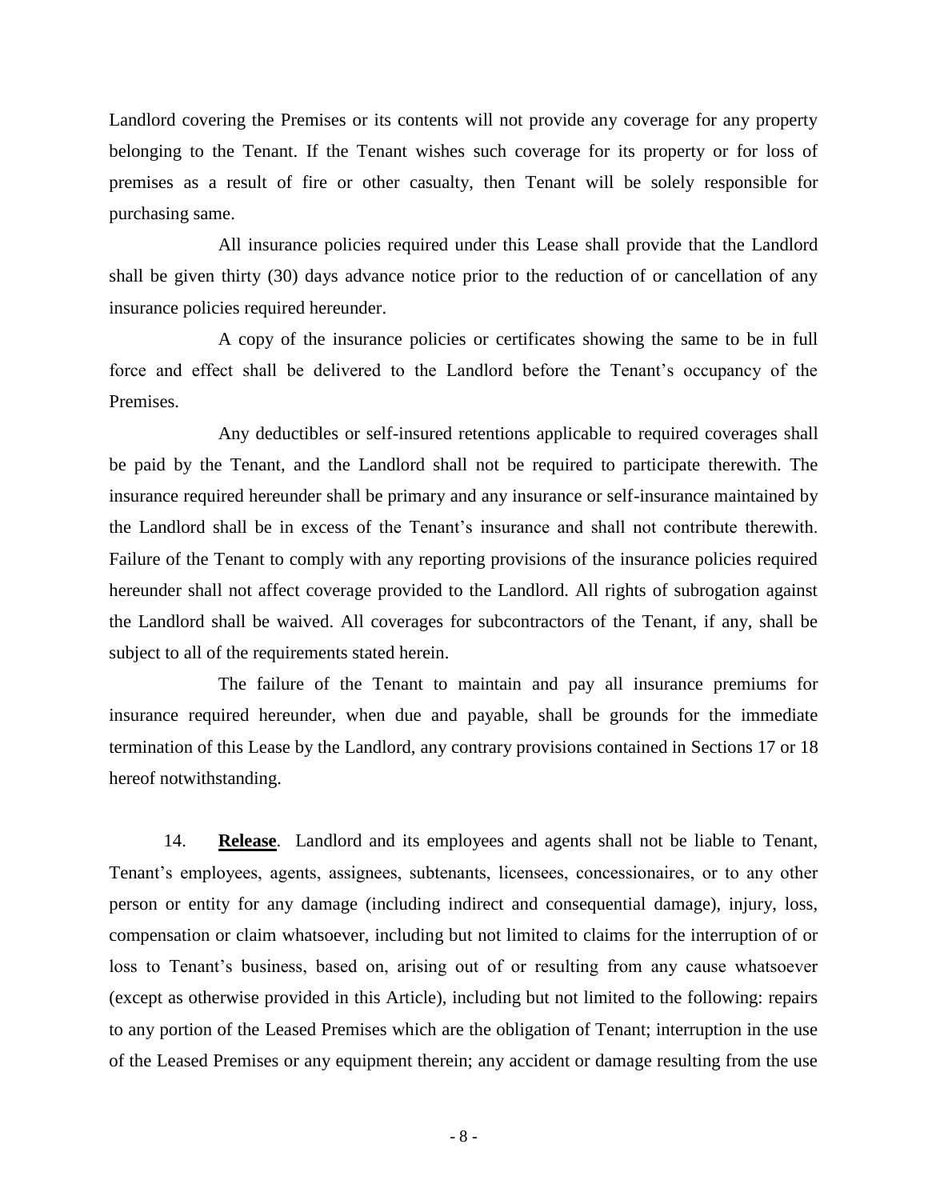Landlord covering the Premises or its contents will not provide any coverage for any property belonging to the Tenant. If the Tenant wishes such coverage for its property or for loss of premises as a result of fire or other casualty, then Tenant will be solely responsible for purchasing same.

All insurance policies required under this Lease shall provide that the Landlord shall be given thirty (30) days advance notice prior to the reduction of or cancellation of any insurance policies required hereunder.

A copy of the insurance policies or certificates showing the same to be in full force and effect shall be delivered to the Landlord before the Tenant's occupancy of the Premises.

Any deductibles or self-insured retentions applicable to required coverages shall be paid by the Tenant, and the Landlord shall not be required to participate therewith. The insurance required hereunder shall be primary and any insurance or self-insurance maintained by the Landlord shall be in excess of the Tenant's insurance and shall not contribute therewith. Failure of the Tenant to comply with any reporting provisions of the insurance policies required hereunder shall not affect coverage provided to the Landlord. All rights of subrogation against the Landlord shall be waived. All coverages for subcontractors of the Tenant, if any, shall be subject to all of the requirements stated herein.

The failure of the Tenant to maintain and pay all insurance premiums for insurance required hereunder, when due and payable, shall be grounds for the immediate termination of this Lease by the Landlord, any contrary provisions contained in Sections 17 or 18 hereof notwithstanding.

14. **Release**. Landlord and its employees and agents shall not be liable to Tenant, Tenant's employees, agents, assignees, subtenants, licensees, concessionaires, or to any other person or entity for any damage (including indirect and consequential damage), injury, loss, compensation or claim whatsoever, including but not limited to claims for the interruption of or loss to Tenant's business, based on, arising out of or resulting from any cause whatsoever (except as otherwise provided in this Article), including but not limited to the following: repairs to any portion of the Leased Premises which are the obligation of Tenant; interruption in the use of the Leased Premises or any equipment therein; any accident or damage resulting from the use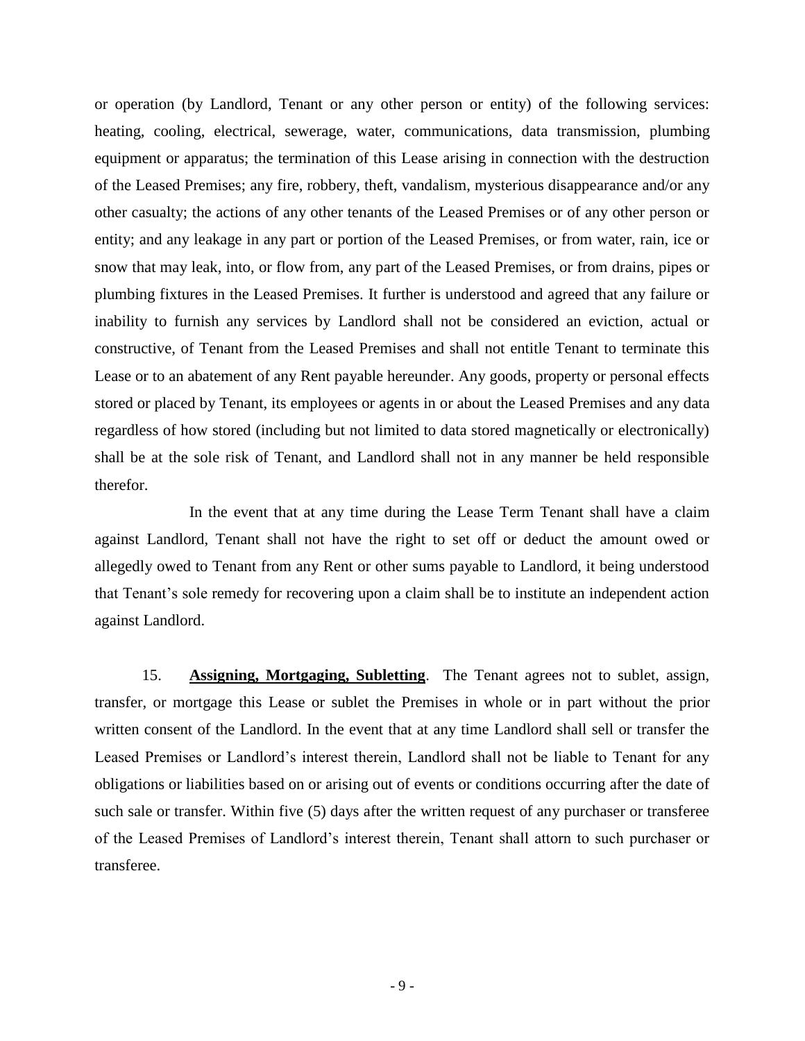or operation (by Landlord, Tenant or any other person or entity) of the following services: heating, cooling, electrical, sewerage, water, communications, data transmission, plumbing equipment or apparatus; the termination of this Lease arising in connection with the destruction of the Leased Premises; any fire, robbery, theft, vandalism, mysterious disappearance and/or any other casualty; the actions of any other tenants of the Leased Premises or of any other person or entity; and any leakage in any part or portion of the Leased Premises, or from water, rain, ice or snow that may leak, into, or flow from, any part of the Leased Premises, or from drains, pipes or plumbing fixtures in the Leased Premises. It further is understood and agreed that any failure or inability to furnish any services by Landlord shall not be considered an eviction, actual or constructive, of Tenant from the Leased Premises and shall not entitle Tenant to terminate this Lease or to an abatement of any Rent payable hereunder. Any goods, property or personal effects stored or placed by Tenant, its employees or agents in or about the Leased Premises and any data regardless of how stored (including but not limited to data stored magnetically or electronically) shall be at the sole risk of Tenant, and Landlord shall not in any manner be held responsible therefor.

In the event that at any time during the Lease Term Tenant shall have a claim against Landlord, Tenant shall not have the right to set off or deduct the amount owed or allegedly owed to Tenant from any Rent or other sums payable to Landlord, it being understood that Tenant's sole remedy for recovering upon a claim shall be to institute an independent action against Landlord.

15. **Assigning, Mortgaging, Subletting**. The Tenant agrees not to sublet, assign, transfer, or mortgage this Lease or sublet the Premises in whole or in part without the prior written consent of the Landlord. In the event that at any time Landlord shall sell or transfer the Leased Premises or Landlord's interest therein, Landlord shall not be liable to Tenant for any obligations or liabilities based on or arising out of events or conditions occurring after the date of such sale or transfer. Within five (5) days after the written request of any purchaser or transferee of the Leased Premises of Landlord's interest therein, Tenant shall attorn to such purchaser or transferee.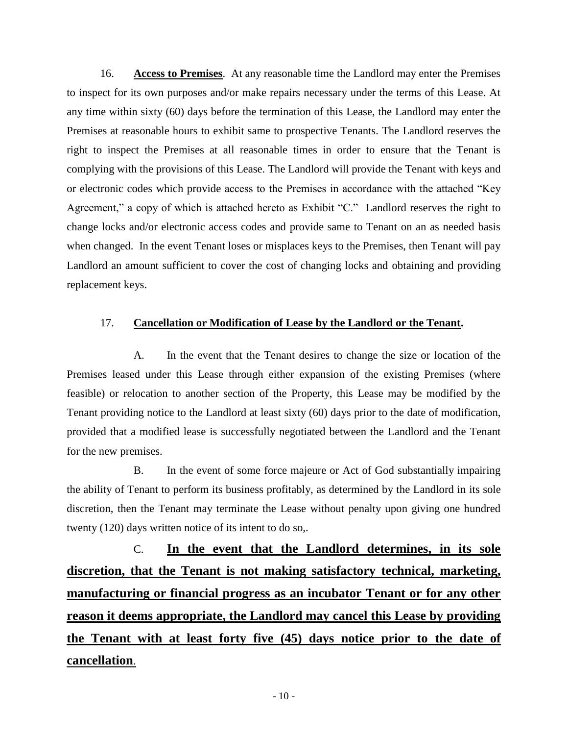16. **Access to Premises**. At any reasonable time the Landlord may enter the Premises to inspect for its own purposes and/or make repairs necessary under the terms of this Lease. At any time within sixty (60) days before the termination of this Lease, the Landlord may enter the Premises at reasonable hours to exhibit same to prospective Tenants. The Landlord reserves the right to inspect the Premises at all reasonable times in order to ensure that the Tenant is complying with the provisions of this Lease. The Landlord will provide the Tenant with keys and or electronic codes which provide access to the Premises in accordance with the attached "Key Agreement," a copy of which is attached hereto as Exhibit "C." Landlord reserves the right to change locks and/or electronic access codes and provide same to Tenant on an as needed basis when changed. In the event Tenant loses or misplaces keys to the Premises, then Tenant will pay Landlord an amount sufficient to cover the cost of changing locks and obtaining and providing replacement keys.

17. **Cancellation or Modification of Lease by the Landlord or the Tenant.**

A. In the event that the Tenant desires to change the size or location of the Premises leased under this Lease through either expansion of the existing Premises (where feasible) or relocation to another section of the Property, this Lease may be modified by the Tenant providing notice to the Landlord at least sixty (60) days prior to the date of modification, provided that a modified lease is successfully negotiated between the Landlord and the Tenant for the new premises.

B. In the event of some force majeure or Act of God substantially impairing the ability of Tenant to perform its business profitably, as determined by the Landlord in its sole discretion, then the Tenant may terminate the Lease without penalty upon giving one hundred twenty (120) days written notice of its intent to do so,.

C. **In the event that the Landlord determines, in its sole discretion, that the Tenant is not making satisfactory technical, marketing, manufacturing or financial progress as an incubator Tenant or for any other reason it deems appropriate, the Landlord may cancel this Lease by providing the Tenant with at least forty five (45) days notice prior to the date of cancellation**.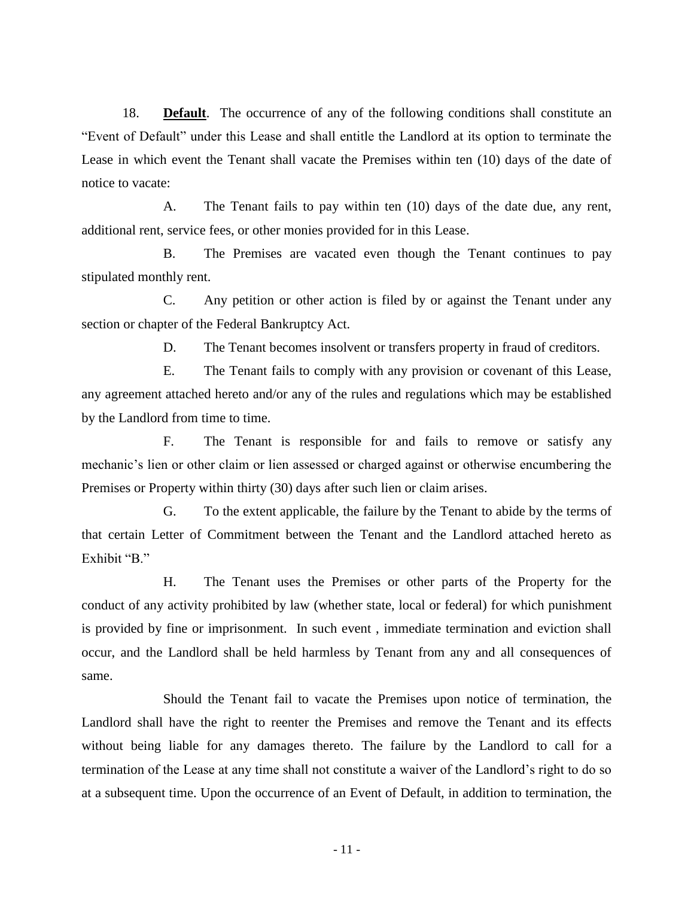18. **Default**. The occurrence of any of the following conditions shall constitute an "Event of Default" under this Lease and shall entitle the Landlord at its option to terminate the Lease in which event the Tenant shall vacate the Premises within ten (10) days of the date of notice to vacate:

A. The Tenant fails to pay within ten (10) days of the date due, any rent, additional rent, service fees, or other monies provided for in this Lease.

B. The Premises are vacated even though the Tenant continues to pay stipulated monthly rent.

C. Any petition or other action is filed by or against the Tenant under any section or chapter of the Federal Bankruptcy Act.

D. The Tenant becomes insolvent or transfers property in fraud of creditors.

E. The Tenant fails to comply with any provision or covenant of this Lease, any agreement attached hereto and/or any of the rules and regulations which may be established by the Landlord from time to time.

F. The Tenant is responsible for and fails to remove or satisfy any mechanic's lien or other claim or lien assessed or charged against or otherwise encumbering the Premises or Property within thirty (30) days after such lien or claim arises.

G. To the extent applicable, the failure by the Tenant to abide by the terms of that certain Letter of Commitment between the Tenant and the Landlord attached hereto as Exhibit "B."

H. The Tenant uses the Premises or other parts of the Property for the conduct of any activity prohibited by law (whether state, local or federal) for which punishment is provided by fine or imprisonment. In such event , immediate termination and eviction shall occur, and the Landlord shall be held harmless by Tenant from any and all consequences of same.

Should the Tenant fail to vacate the Premises upon notice of termination, the Landlord shall have the right to reenter the Premises and remove the Tenant and its effects without being liable for any damages thereto. The failure by the Landlord to call for a termination of the Lease at any time shall not constitute a waiver of the Landlord's right to do so at a subsequent time. Upon the occurrence of an Event of Default, in addition to termination, the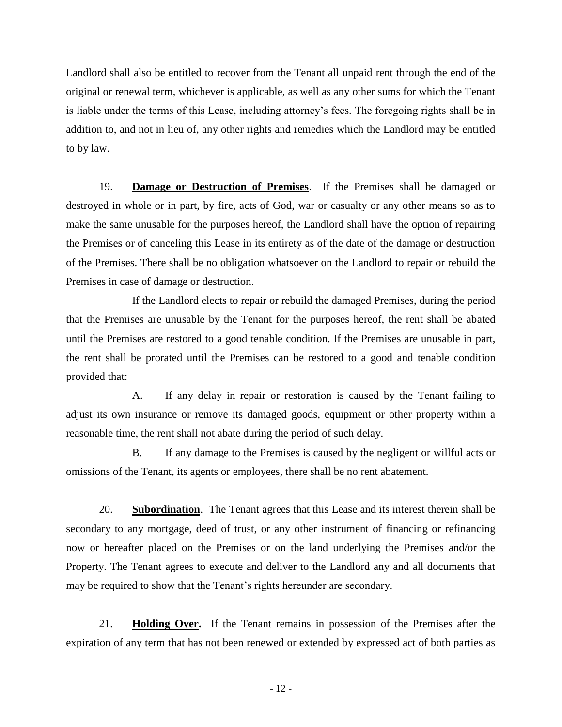Landlord shall also be entitled to recover from the Tenant all unpaid rent through the end of the original or renewal term, whichever is applicable, as well as any other sums for which the Tenant is liable under the terms of this Lease, including attorney's fees. The foregoing rights shall be in addition to, and not in lieu of, any other rights and remedies which the Landlord may be entitled to by law.

19. **Damage or Destruction of Premises**. If the Premises shall be damaged or destroyed in whole or in part, by fire, acts of God, war or casualty or any other means so as to make the same unusable for the purposes hereof, the Landlord shall have the option of repairing the Premises or of canceling this Lease in its entirety as of the date of the damage or destruction of the Premises. There shall be no obligation whatsoever on the Landlord to repair or rebuild the Premises in case of damage or destruction.

If the Landlord elects to repair or rebuild the damaged Premises, during the period that the Premises are unusable by the Tenant for the purposes hereof, the rent shall be abated until the Premises are restored to a good tenable condition. If the Premises are unusable in part, the rent shall be prorated until the Premises can be restored to a good and tenable condition provided that:

A. If any delay in repair or restoration is caused by the Tenant failing to adjust its own insurance or remove its damaged goods, equipment or other property within a reasonable time, the rent shall not abate during the period of such delay.

B. If any damage to the Premises is caused by the negligent or willful acts or omissions of the Tenant, its agents or employees, there shall be no rent abatement.

20. **Subordination**. The Tenant agrees that this Lease and its interest therein shall be secondary to any mortgage, deed of trust, or any other instrument of financing or refinancing now or hereafter placed on the Premises or on the land underlying the Premises and/or the Property. The Tenant agrees to execute and deliver to the Landlord any and all documents that may be required to show that the Tenant's rights hereunder are secondary.

21. **Holding Over.** If the Tenant remains in possession of the Premises after the expiration of any term that has not been renewed or extended by expressed act of both parties as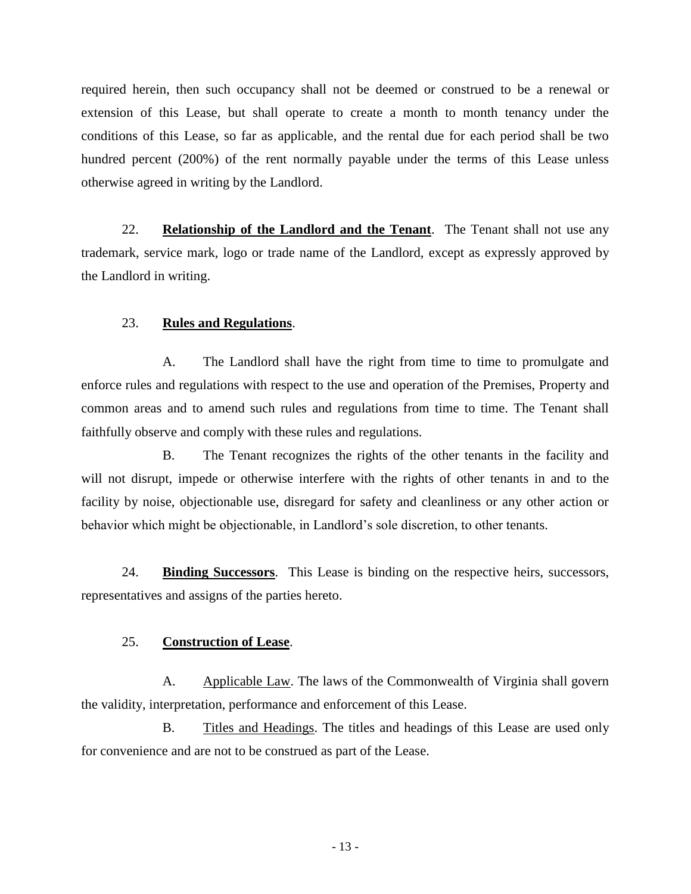required herein, then such occupancy shall not be deemed or construed to be a renewal or extension of this Lease, but shall operate to create a month to month tenancy under the conditions of this Lease, so far as applicable, and the rental due for each period shall be two hundred percent (200%) of the rent normally payable under the terms of this Lease unless otherwise agreed in writing by the Landlord.

22. **Relationship of the Landlord and the Tenant**. The Tenant shall not use any trademark, service mark, logo or trade name of the Landlord, except as expressly approved by the Landlord in writing.

23. **Rules and Regulations**.

A. The Landlord shall have the right from time to time to promulgate and enforce rules and regulations with respect to the use and operation of the Premises, Property and common areas and to amend such rules and regulations from time to time. The Tenant shall faithfully observe and comply with these rules and regulations.

B. The Tenant recognizes the rights of the other tenants in the facility and will not disrupt, impede or otherwise interfere with the rights of other tenants in and to the facility by noise, objectionable use, disregard for safety and cleanliness or any other action or behavior which might be objectionable, in Landlord's sole discretion, to other tenants.

24. **Binding Successors**. This Lease is binding on the respective heirs, successors, representatives and assigns of the parties hereto.

25. **Construction of Lease**.

A. Applicable Law. The laws of the Commonwealth of Virginia shall govern the validity, interpretation, performance and enforcement of this Lease.

B. Titles and Headings. The titles and headings of this Lease are used only for convenience and are not to be construed as part of the Lease.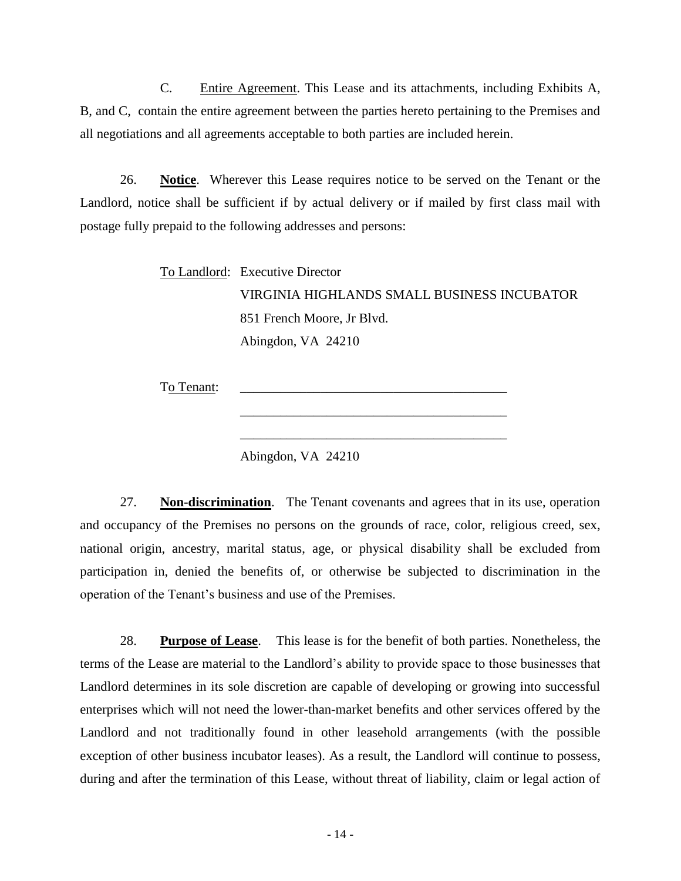C. Entire Agreement. This Lease and its attachments, including Exhibits A, B, and C, contain the entire agreement between the parties hereto pertaining to the Premises and all negotiations and all agreements acceptable to both parties are included herein.

26. **Notice**. Wherever this Lease requires notice to be served on the Tenant or the Landlord, notice shall be sufficient if by actual delivery or if mailed by first class mail with postage fully prepaid to the following addresses and persons:

To Landlord: Executive Director
VIRGINIA HIGHLANDS SMALL BUSINESS INCUBATOR
851 French Moore, Jr Blvd.
Abingdon, VA 24210

To Tenant: ________________________________________
________________________________________
________________________________________
Abingdon, VA 24210

27. **Non-discrimination**. The Tenant covenants and agrees that in its use, operation and occupancy of the Premises no persons on the grounds of race, color, religious creed, sex, national origin, ancestry, marital status, age, or physical disability shall be excluded from participation in, denied the benefits of, or otherwise be subjected to discrimination in the operation of the Tenant's business and use of the Premises.

28. **Purpose of Lease**. This lease is for the benefit of both parties. Nonetheless, the terms of the Lease are material to the Landlord's ability to provide space to those businesses that Landlord determines in its sole discretion are capable of developing or growing into successful enterprises which will not need the lower-than-market benefits and other services offered by the Landlord and not traditionally found in other leasehold arrangements (with the possible exception of other business incubator leases). As a result, the Landlord will continue to possess, during and after the termination of this Lease, without threat of liability, claim or legal action of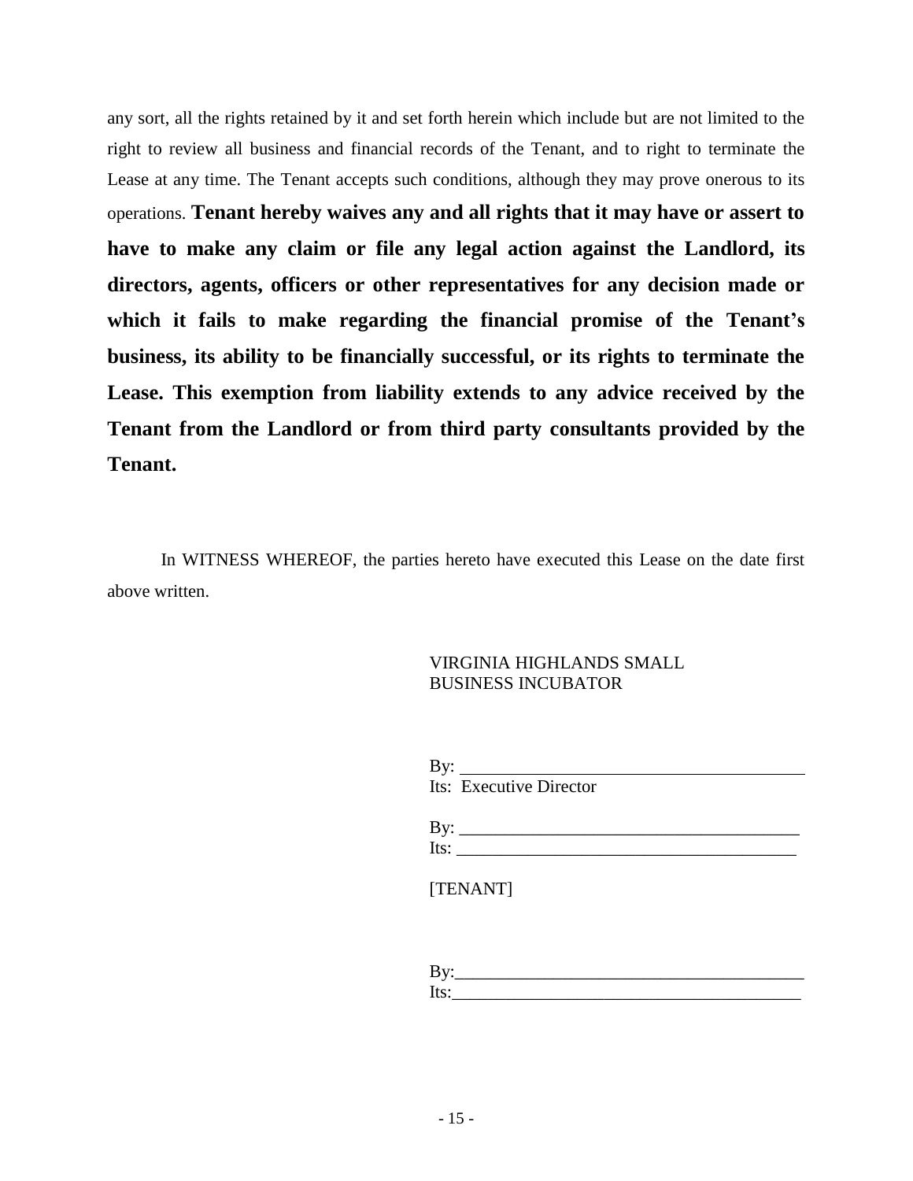any sort, all the rights retained by it and set forth herein which include but are not limited to the right to review all business and financial records of the Tenant, and to right to terminate the Lease at any time. The Tenant accepts such conditions, although they may prove onerous to its operations. **Tenant hereby waives any and all rights that it may have or assert to have to make any claim or file any legal action against the Landlord, its directors, agents, officers or other representatives for any decision made or which it fails to make regarding the financial promise of the Tenant's business, its ability to be financially successful, or its rights to terminate the Lease. This exemption from liability extends to any advice received by the Tenant from the Landlord or from third party consultants provided by the Tenant.**

In WITNESS WHEREOF, the parties hereto have executed this Lease on the date first above written.

VIRGINIA HIGHLANDS SMALL BUSINESS INCUBATOR

By: ______________________________________
Its: Executive Director

By: ______________________________________
Its: ______________________________________

[TENANT]

By: ______________________________________
Its: ______________________________________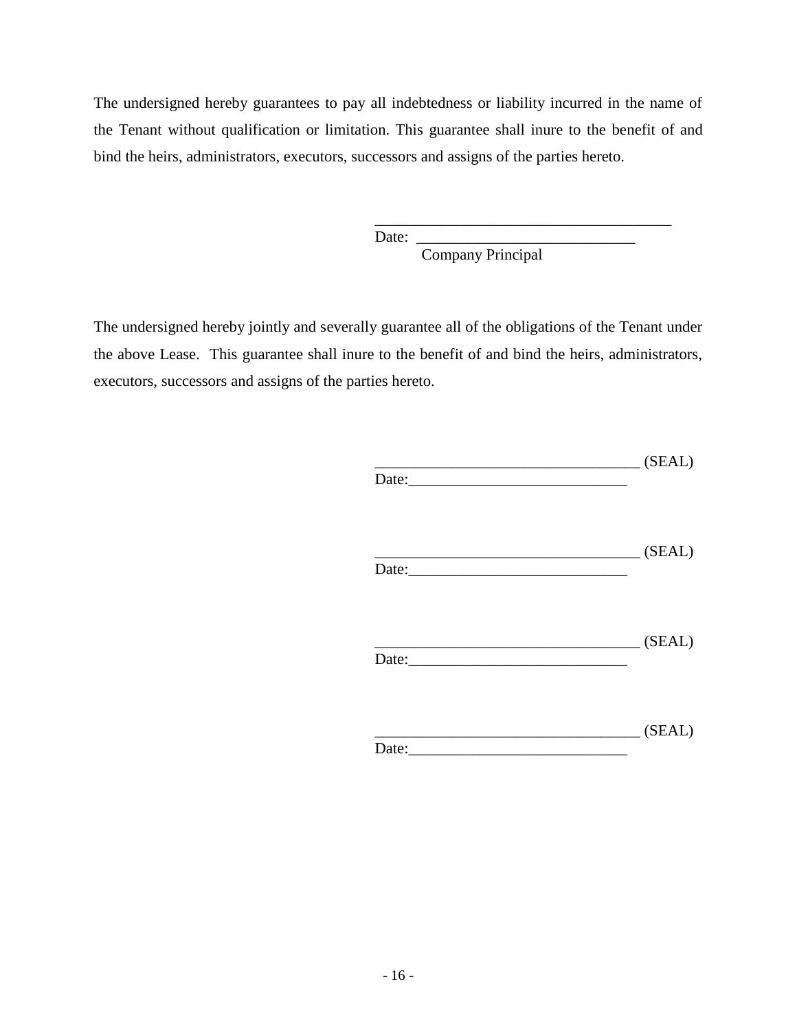The undersigned hereby guarantees to pay all indebtedness or liability incurred in the name of the Tenant without qualification or limitation. This guarantee shall inure to the benefit of and bind the heirs, administrators, executors, successors and assigns of the parties hereto.

_______________________________________

Date: ____________________________

Company Principal

The undersigned hereby jointly and severally guarantee all of the obligations of the Tenant under the above Lease. This guarantee shall inure to the benefit of and bind the heirs, administrators, executors, successors and assigns of the parties hereto.

__________________________________ (SEAL)

Date:____________________________

__________________________________ (SEAL)

Date:____________________________

__________________________________ (SEAL)

Date:____________________________

__________________________________ (SEAL)

Date:____________________________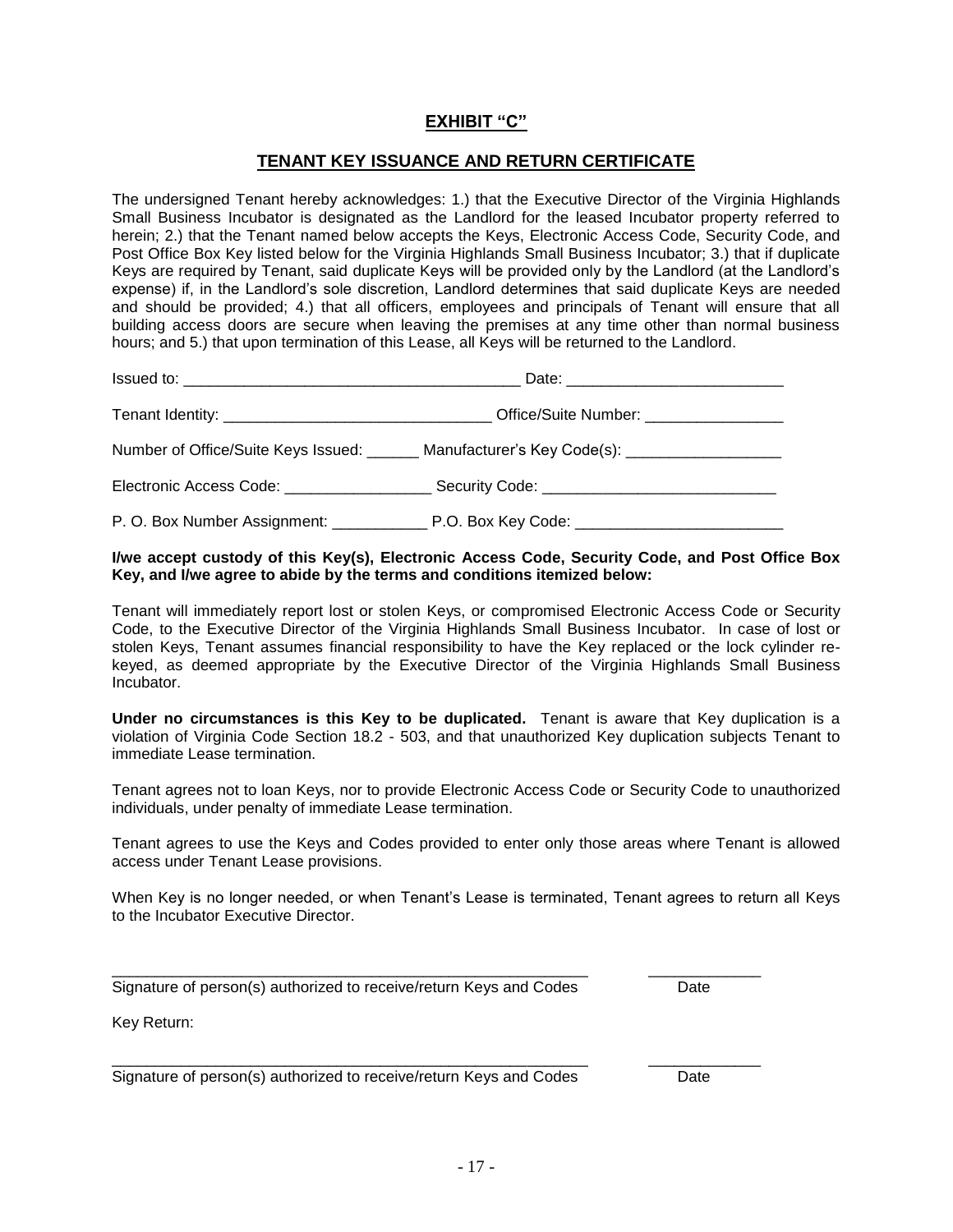# EXHIBIT "C"

## TENANT KEY ISSUANCE AND RETURN CERTIFICATE

The undersigned Tenant hereby acknowledges: 1.) that the Executive Director of the Virginia Highlands Small Business Incubator is designated as the Landlord for the leased Incubator property referred to herein; 2.) that the Tenant named below accepts the Keys, Electronic Access Code, Security Code, and Post Office Box Key listed below for the Virginia Highlands Small Business Incubator; 3.) that if duplicate Keys are required by Tenant, said duplicate Keys will be provided only by the Landlord (at the Landlord's expense) if, in the Landlord's sole discretion, Landlord determines that said duplicate Keys are needed and should be provided; 4.) that all officers, employees and principals of Tenant will ensure that all building access doors are secure when leaving the premises at any time other than normal business hours; and 5.) that upon termination of this Lease, all Keys will be returned to the Landlord.

Issued to: _______________________________________ Date: ________________________

Tenant Identity: ______________________________ Office/Suite Number: ________________

Number of Office/Suite Keys Issued: ______ Manufacturer's Key Code(s): __________________

Electronic Access Code: _________________ Security Code: ___________________________

P. O. Box Number Assignment: ___________ P.O. Box Key Code: ________________________

**I/we accept custody of this Key(s), Electronic Access Code, Security Code, and Post Office Box Key, and I/we agree to abide by the terms and conditions itemized below:**

Tenant will immediately report lost or stolen Keys, or compromised Electronic Access Code or Security Code, to the Executive Director of the Virginia Highlands Small Business Incubator. In case of lost or stolen Keys, Tenant assumes financial responsibility to have the Key replaced or the lock cylinder re-keyed, as deemed appropriate by the Executive Director of the Virginia Highlands Small Business Incubator.

**Under no circumstances is this Key to be duplicated.** Tenant is aware that Key duplication is a violation of Virginia Code Section 18.2 - 503, and that unauthorized Key duplication subjects Tenant to immediate Lease termination.

Tenant agrees not to loan Keys, nor to provide Electronic Access Code or Security Code to unauthorized individuals, under penalty of immediate Lease termination.

Tenant agrees to use the Keys and Codes provided to enter only those areas where Tenant is allowed access under Tenant Lease provisions.

When Key is no longer needed, or when Tenant's Lease is terminated, Tenant agrees to return all Keys to the Incubator Executive Director.

_________________________________________________________ _____________

Signature of person(s) authorized to receive/return Keys and Codes Date

Key Return:

_________________________________________________________ _____________

Signature of person(s) authorized to receive/return Keys and Codes Date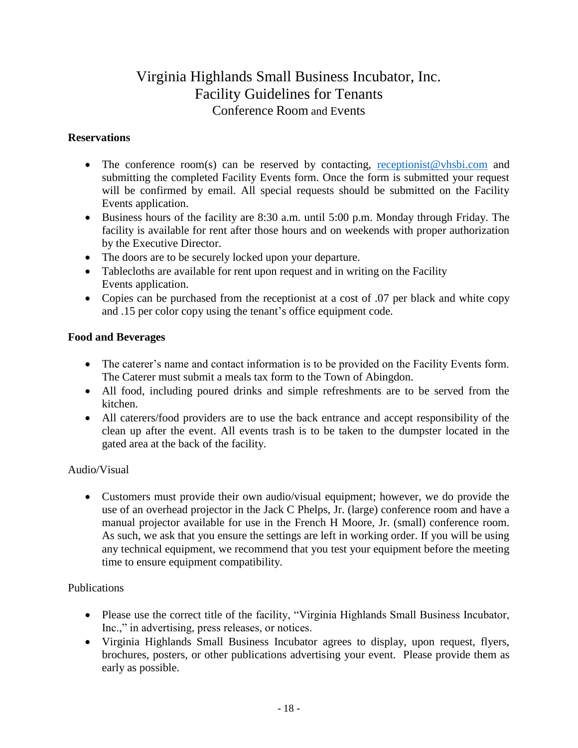# Virginia Highlands Small Business Incubator, Inc.
## Facility Guidelines for Tenants
### Conference Room and Events

**Reservations**

- The conference room(s) can be reserved by contacting, receptionist@vhsbi.com and submitting the completed Facility Events form. Once the form is submitted your request will be confirmed by email. All special requests should be submitted on the Facility Events application.
- Business hours of the facility are 8:30 a.m. until 5:00 p.m. Monday through Friday. The facility is available for rent after those hours and on weekends with proper authorization by the Executive Director.
- The doors are to be securely locked upon your departure.
- Tablecloths are available for rent upon request and in writing on the Facility Events application.
- Copies can be purchased from the receptionist at a cost of .07 per black and white copy and .15 per color copy using the tenant's office equipment code.

**Food and Beverages**

- The caterer's name and contact information is to be provided on the Facility Events form. The Caterer must submit a meals tax form to the Town of Abingdon.
- All food, including poured drinks and simple refreshments are to be served from the kitchen.
- All caterers/food providers are to use the back entrance and accept responsibility of the clean up after the event. All events trash is to be taken to the dumpster located in the gated area at the back of the facility.

Audio/Visual

- Customers must provide their own audio/visual equipment; however, we do provide the use of an overhead projector in the Jack C Phelps, Jr. (large) conference room and have a manual projector available for use in the French H Moore, Jr. (small) conference room. As such, we ask that you ensure the settings are left in working order. If you will be using any technical equipment, we recommend that you test your equipment before the meeting time to ensure equipment compatibility.

Publications

- Please use the correct title of the facility, "Virginia Highlands Small Business Incubator, Inc.," in advertising, press releases, or notices.
- Virginia Highlands Small Business Incubator agrees to display, upon request, flyers, brochures, posters, or other publications advertising your event. Please provide them as early as possible.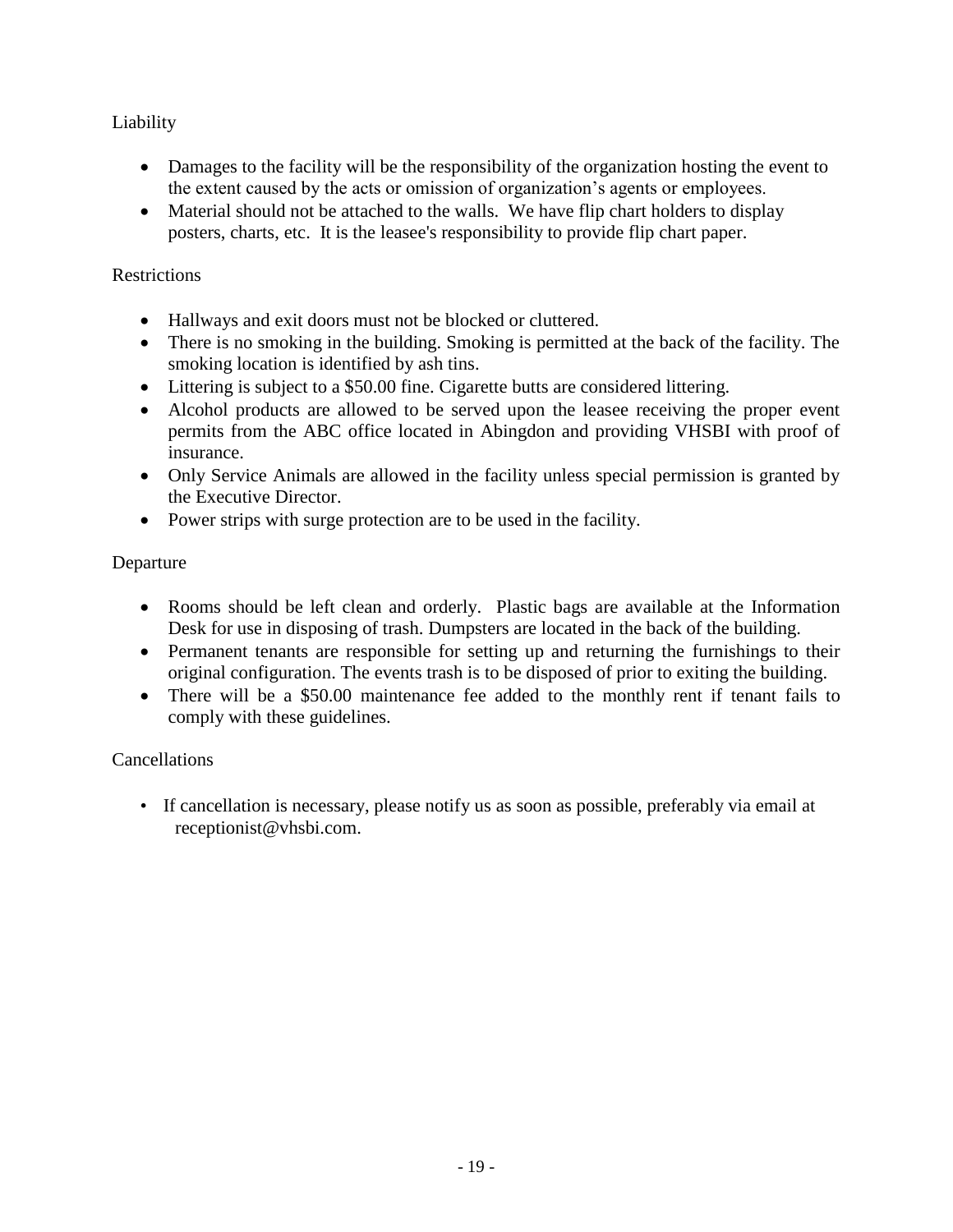## Liability

- Damages to the facility will be the responsibility of the organization hosting the event to the extent caused by the acts or omission of organization's agents or employees.
- Material should not be attached to the walls. We have flip chart holders to display posters, charts, etc. It is the leasee's responsibility to provide flip chart paper.

## Restrictions

- Hallways and exit doors must not be blocked or cluttered.
- There is no smoking in the building. Smoking is permitted at the back of the facility. The smoking location is identified by ash tins.
- Littering is subject to a $50.00 fine. Cigarette butts are considered littering.
- Alcohol products are allowed to be served upon the leasee receiving the proper event permits from the ABC office located in Abingdon and providing VHSBI with proof of insurance.
- Only Service Animals are allowed in the facility unless special permission is granted by the Executive Director.
- Power strips with surge protection are to be used in the facility.

## Departure

- Rooms should be left clean and orderly. Plastic bags are available at the Information Desk for use in disposing of trash. Dumpsters are located in the back of the building.
- Permanent tenants are responsible for setting up and returning the furnishings to their original configuration. The events trash is to be disposed of prior to exiting the building.
- There will be a $50.00 maintenance fee added to the monthly rent if tenant fails to comply with these guidelines.

## Cancellations

- If cancellation is necessary, please notify us as soon as possible, preferably via email at receptionist@vhsbi.com.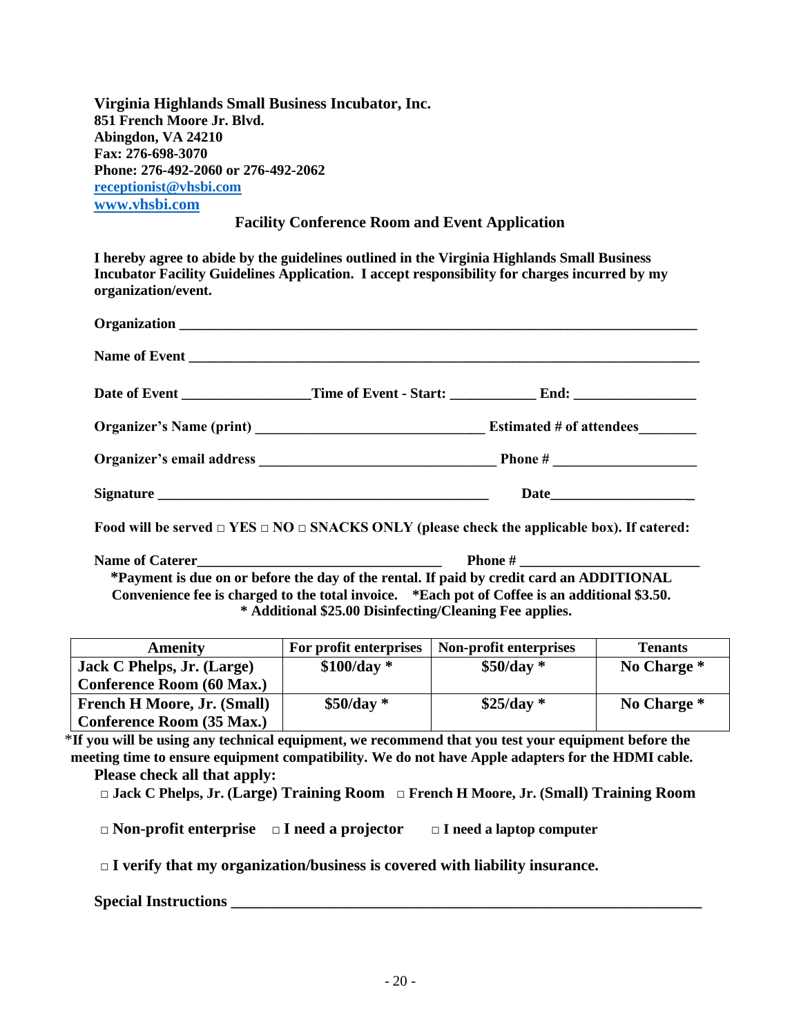**Virginia Highlands Small Business Incubator, Inc.**
**851 French Moore Jr. Blvd.**
**Abingdon, VA 24210**
**Fax: 276-698-3070**
**Phone: 276-492-2060 or 276-492-2062**
**receptionist@vhsbi.com**
**www.vhsbi.com**

## Facility Conference Room and Event Application

**I hereby agree to abide by the guidelines outlined in the Virginia Highlands Small Business Incubator Facility Guidelines Application. I accept responsibility for charges incurred by my organization/event.**

**Organization** ______________________________________________________________________

**Name of Event** ______________________________________________________________________

**Date of Event** ________________ **Time of Event - Start:** ___________ **End:** ________________

**Organizer's Name (print)** ______________________________ **Estimated # of attendees**_______

**Organizer's email address** ______________________________ **Phone #** ___________________

**Signature** ____________________________________________ **Date**___________________

**Food will be served □ YES □ NO □ SNACKS ONLY (please check the applicable box). If catered:**

**Name of Caterer**________________________________ **Phone #** _______________________

**\*Payment is due on or before the day of the rental. If paid by credit card an ADDITIONAL Convenience fee is charged to the total invoice. \*Each pot of Coffee is an additional $3.50.**
**\* Additional $25.00 Disinfecting/Cleaning Fee applies.**

| Amenity | For profit enterprises | Non-profit enterprises | Tenants |
|---|---|---|---|
| Jack C Phelps, Jr. (Large) Conference Room (60 Max.) | $100/day * | $50/day * | No Charge * |
| French H Moore, Jr. (Small) Conference Room (35 Max.) | $50/day * | $25/day * | No Charge * |

\***If you will be using any technical equipment, we recommend that you test your equipment before the meeting time to ensure equipment compatibility. We do not have Apple adapters for the HDMI cable.**

**Please check all that apply:**

□ **Jack C Phelps, Jr. (Large) Training Room** □ **French H Moore, Jr. (Small) Training Room**

□ **Non-profit enterprise** □ **I need a projector** □ **I need a laptop computer**

□ **I verify that my organization/business is covered with liability insurance.**

**Special Instructions** ______________________________________________________________